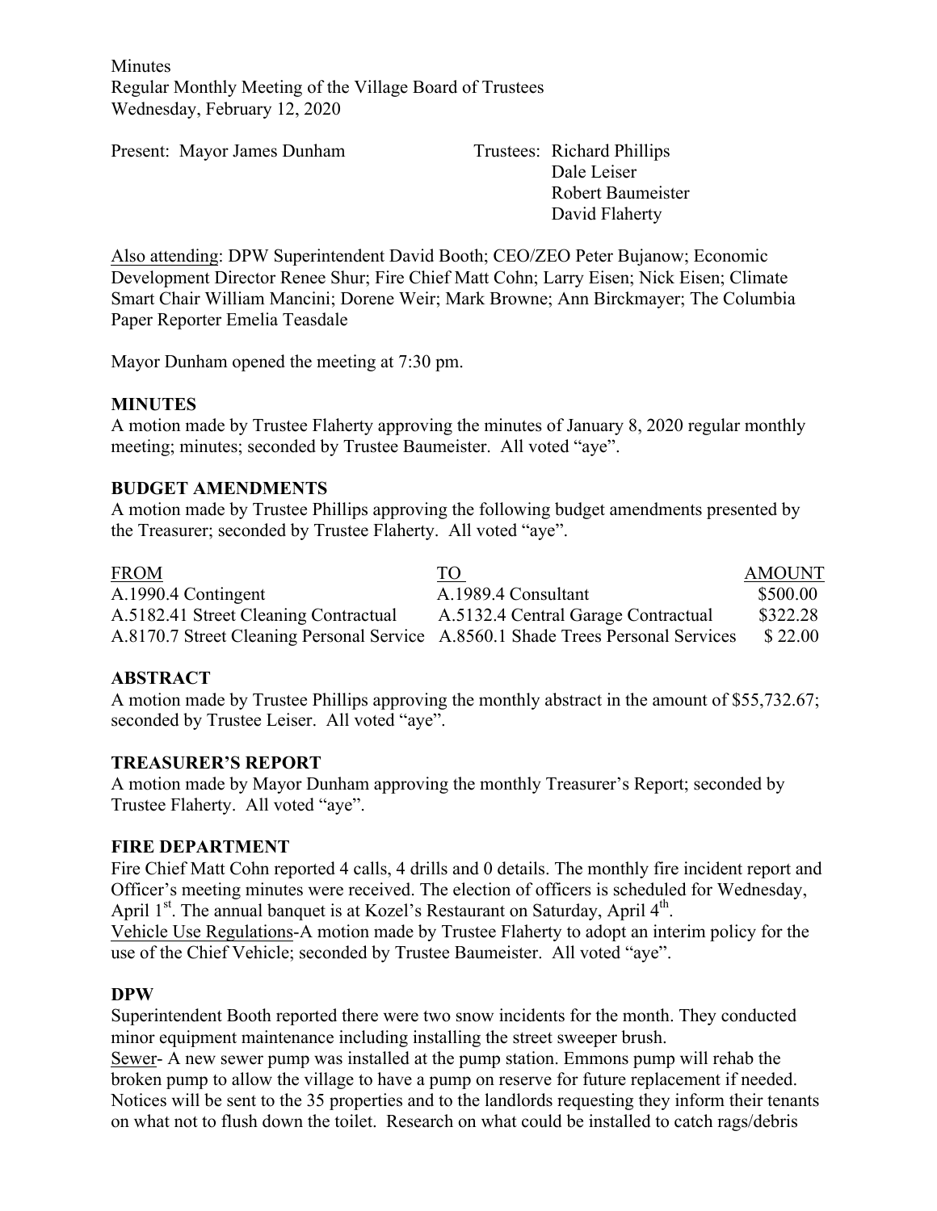Minutes
Regular Monthly Meeting of the Village Board of Trustees
Wednesday, February 12, 2020

Present: Mayor James Dunham

Trustees: Richard Phillips
Dale Leiser
Robert Baumeister
David Flaherty

Also attending: DPW Superintendent David Booth; CEO/ZEO Peter Bujanow; Economic Development Director Renee Shur; Fire Chief Matt Cohn; Larry Eisen; Nick Eisen; Climate Smart Chair William Mancini; Dorene Weir; Mark Browne; Ann Birckmayer; The Columbia Paper Reporter Emelia Teasdale

Mayor Dunham opened the meeting at 7:30 pm.

**MINUTES**

A motion made by Trustee Flaherty approving the minutes of January 8, 2020 regular monthly meeting; minutes; seconded by Trustee Baumeister. All voted "aye".

**BUDGET AMENDMENTS**

A motion made by Trustee Phillips approving the following budget amendments presented by the Treasurer; seconded by Trustee Flaherty. All voted "aye".

| FROM | TO | AMOUNT |
|---|---|---|
| A.1990.4 Contingent | A.1989.4 Consultant | $500.00 |
| A.5182.41 Street Cleaning Contractual | A.5132.4 Central Garage Contractual | $322.28 |
| A.8170.7 Street Cleaning Personal Service | A.8560.1 Shade Trees Personal Services | $ 22.00 |

**ABSTRACT**

A motion made by Trustee Phillips approving the monthly abstract in the amount of $55,732.67; seconded by Trustee Leiser. All voted "aye".

**TREASURER'S REPORT**

A motion made by Mayor Dunham approving the monthly Treasurer's Report; seconded by Trustee Flaherty. All voted "aye".

**FIRE DEPARTMENT**

Fire Chief Matt Cohn reported 4 calls, 4 drills and 0 details. The monthly fire incident report and Officer's meeting minutes were received. The election of officers is scheduled for Wednesday, April 1st. The annual banquet is at Kozel's Restaurant on Saturday, April 4th.

Vehicle Use Regulations-A motion made by Trustee Flaherty to adopt an interim policy for the use of the Chief Vehicle; seconded by Trustee Baumeister. All voted "aye".

**DPW**

Superintendent Booth reported there were two snow incidents for the month. They conducted minor equipment maintenance including installing the street sweeper brush.

Sewer- A new sewer pump was installed at the pump station. Emmons pump will rehab the broken pump to allow the village to have a pump on reserve for future replacement if needed. Notices will be sent to the 35 properties and to the landlords requesting they inform their tenants on what not to flush down the toilet. Research on what could be installed to catch rags/debris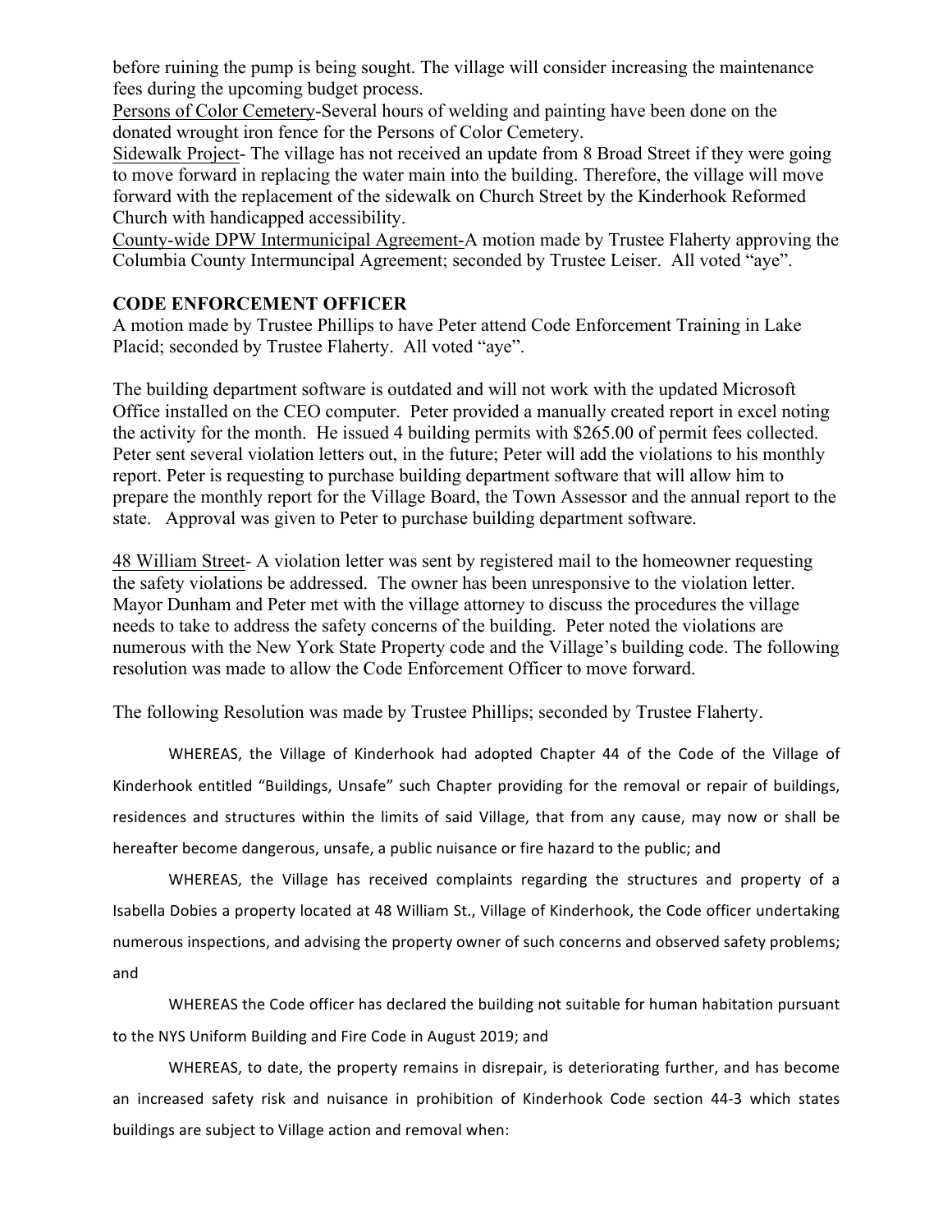before ruining the pump is being sought. The village will consider increasing the maintenance fees during the upcoming budget process.

Persons of Color Cemetery-Several hours of welding and painting have been done on the donated wrought iron fence for the Persons of Color Cemetery.

Sidewalk Project- The village has not received an update from 8 Broad Street if they were going to move forward in replacing the water main into the building. Therefore, the village will move forward with the replacement of the sidewalk on Church Street by the Kinderhook Reformed Church with handicapped accessibility.

County-wide DPW Intermunicipal Agreement-A motion made by Trustee Flaherty approving the Columbia County Intermuncipal Agreement; seconded by Trustee Leiser. All voted "aye".

**CODE ENFORCEMENT OFFICER**

A motion made by Trustee Phillips to have Peter attend Code Enforcement Training in Lake Placid; seconded by Trustee Flaherty. All voted "aye".

The building department software is outdated and will not work with the updated Microsoft Office installed on the CEO computer. Peter provided a manually created report in excel noting the activity for the month. He issued 4 building permits with $265.00 of permit fees collected. Peter sent several violation letters out, in the future; Peter will add the violations to his monthly report. Peter is requesting to purchase building department software that will allow him to prepare the monthly report for the Village Board, the Town Assessor and the annual report to the state. Approval was given to Peter to purchase building department software.

48 William Street- A violation letter was sent by registered mail to the homeowner requesting the safety violations be addressed. The owner has been unresponsive to the violation letter. Mayor Dunham and Peter met with the village attorney to discuss the procedures the village needs to take to address the safety concerns of the building. Peter noted the violations are numerous with the New York State Property code and the Village's building code. The following resolution was made to allow the Code Enforcement Officer to move forward.

The following Resolution was made by Trustee Phillips; seconded by Trustee Flaherty.

WHEREAS, the Village of Kinderhook had adopted Chapter 44 of the Code of the Village of Kinderhook entitled "Buildings, Unsafe" such Chapter providing for the removal or repair of buildings, residences and structures within the limits of said Village, that from any cause, may now or shall be hereafter become dangerous, unsafe, a public nuisance or fire hazard to the public; and

WHEREAS, the Village has received complaints regarding the structures and property of a Isabella Dobies a property located at 48 William St., Village of Kinderhook, the Code officer undertaking numerous inspections, and advising the property owner of such concerns and observed safety problems; and

WHEREAS the Code officer has declared the building not suitable for human habitation pursuant to the NYS Uniform Building and Fire Code in August 2019; and

WHEREAS, to date, the property remains in disrepair, is deteriorating further, and has become an increased safety risk and nuisance in prohibition of Kinderhook Code section 44-3 which states buildings are subject to Village action and removal when: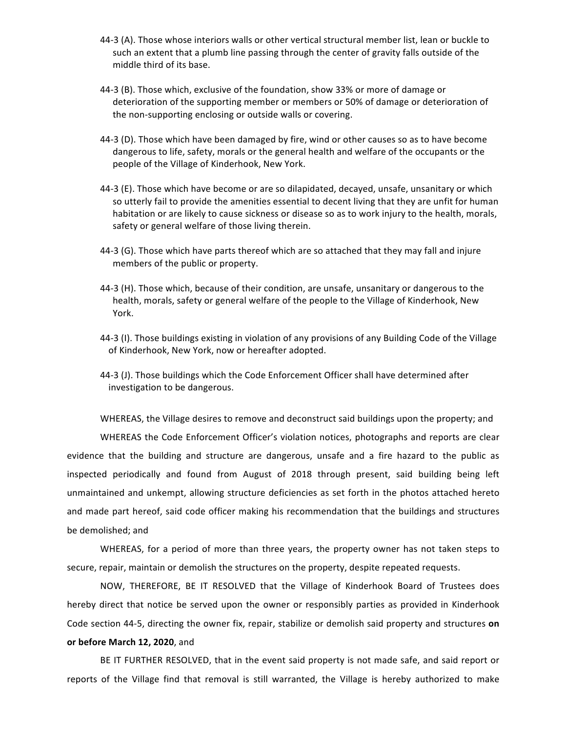44-3 (A). Those whose interiors walls or other vertical structural member list, lean or buckle to such an extent that a plumb line passing through the center of gravity falls outside of the middle third of its base.

44-3 (B). Those which, exclusive of the foundation, show 33% or more of damage or deterioration of the supporting member or members or 50% of damage or deterioration of the non-supporting enclosing or outside walls or covering.

44-3 (D). Those which have been damaged by fire, wind or other causes so as to have become dangerous to life, safety, morals or the general health and welfare of the occupants or the people of the Village of Kinderhook, New York.

44-3 (E). Those which have become or are so dilapidated, decayed, unsafe, unsanitary or which so utterly fail to provide the amenities essential to decent living that they are unfit for human habitation or are likely to cause sickness or disease so as to work injury to the health, morals, safety or general welfare of those living therein.

44-3 (G). Those which have parts thereof which are so attached that they may fall and injure members of the public or property.

44-3 (H). Those which, because of their condition, are unsafe, unsanitary or dangerous to the health, morals, safety or general welfare of the people to the Village of Kinderhook, New York.

44-3 (I). Those buildings existing in violation of any provisions of any Building Code of the Village of Kinderhook, New York, now or hereafter adopted.

44-3 (J). Those buildings which the Code Enforcement Officer shall have determined after investigation to be dangerous.

WHEREAS, the Village desires to remove and deconstruct said buildings upon the property; and

WHEREAS the Code Enforcement Officer's violation notices, photographs and reports are clear evidence that the building and structure are dangerous, unsafe and a fire hazard to the public as inspected periodically and found from August of 2018 through present, said building being left unmaintained and unkempt, allowing structure deficiencies as set forth in the photos attached hereto and made part hereof, said code officer making his recommendation that the buildings and structures be demolished; and

WHEREAS, for a period of more than three years, the property owner has not taken steps to secure, repair, maintain or demolish the structures on the property, despite repeated requests.

NOW, THEREFORE, BE IT RESOLVED that the Village of Kinderhook Board of Trustees does hereby direct that notice be served upon the owner or responsibly parties as provided in Kinderhook Code section 44-5, directing the owner fix, repair, stabilize or demolish said property and structures **on or before March 12, 2020**, and

BE IT FURTHER RESOLVED, that in the event said property is not made safe, and said report or reports of the Village find that removal is still warranted, the Village is hereby authorized to make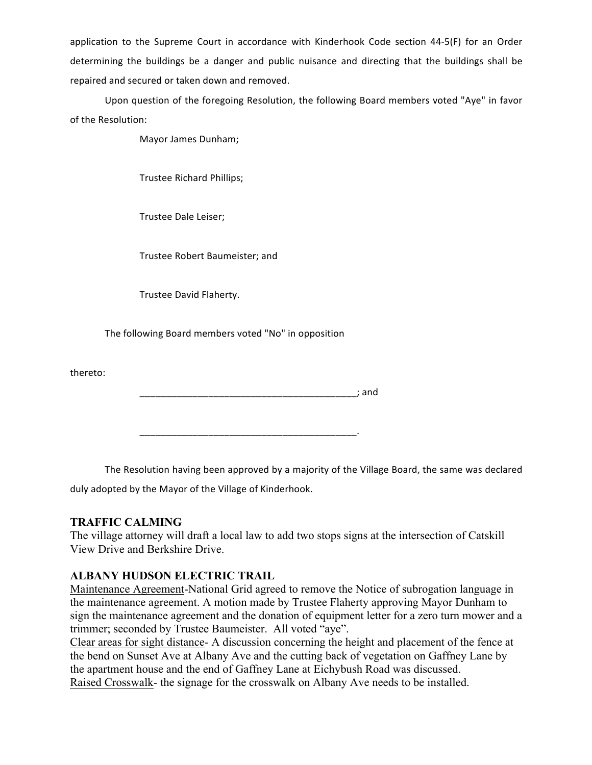application to the Supreme Court in accordance with Kinderhook Code section 44-5(F) for an Order determining the buildings be a danger and public nuisance and directing that the buildings shall be repaired and secured or taken down and removed.

Upon question of the foregoing Resolution, the following Board members voted "Aye" in favor of the Resolution:

Mayor James Dunham;

Trustee Richard Phillips;

Trustee Dale Leiser;

Trustee Robert Baumeister; and

Trustee David Flaherty.

The following Board members voted "No" in opposition

thereto:

__________________________________________; and

__________________________________________.

The Resolution having been approved by a majority of the Village Board, the same was declared duly adopted by the Mayor of the Village of Kinderhook.

### TRAFFIC CALMING

The village attorney will draft a local law to add two stops signs at the intersection of Catskill View Drive and Berkshire Drive.

### ALBANY HUDSON ELECTRIC TRAIL

Maintenance Agreement-National Grid agreed to remove the Notice of subrogation language in the maintenance agreement. A motion made by Trustee Flaherty approving Mayor Dunham to sign the maintenance agreement and the donation of equipment letter for a zero turn mower and a trimmer; seconded by Trustee Baumeister. All voted "aye".

Clear areas for sight distance- A discussion concerning the height and placement of the fence at the bend on Sunset Ave at Albany Ave and the cutting back of vegetation on Gaffney Lane by the apartment house and the end of Gaffney Lane at Eichybush Road was discussed.

Raised Crosswalk- the signage for the crosswalk on Albany Ave needs to be installed.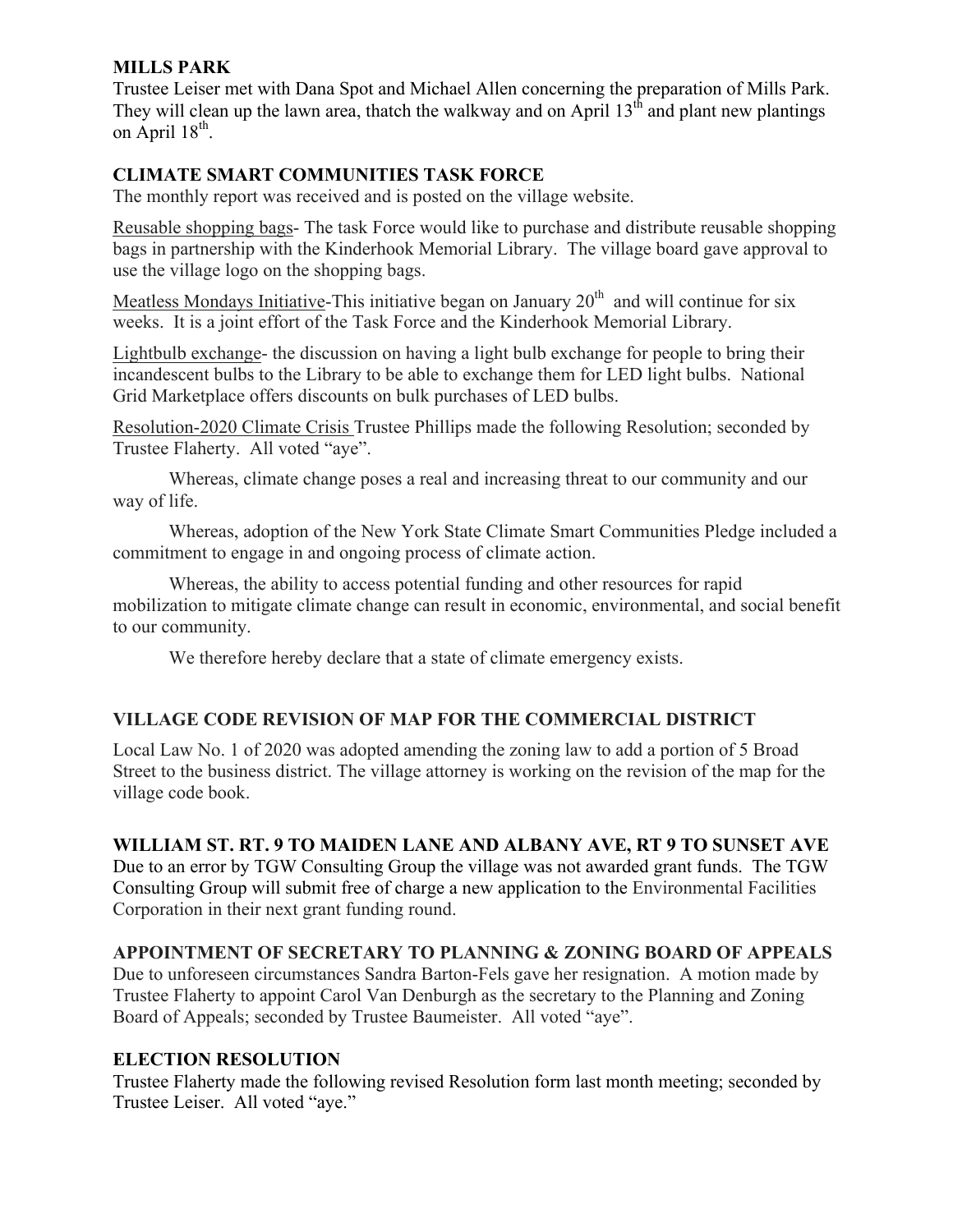## MILLS PARK

Trustee Leiser met with Dana Spot and Michael Allen concerning the preparation of Mills Park. They will clean up the lawn area, thatch the walkway and on April 13th and plant new plantings on April 18th.

## CLIMATE SMART COMMUNITIES TASK FORCE

The monthly report was received and is posted on the village website.

Reusable shopping bags- The task Force would like to purchase and distribute reusable shopping bags in partnership with the Kinderhook Memorial Library. The village board gave approval to use the village logo on the shopping bags.

Meatless Mondays Initiative-This initiative began on January 20th and will continue for six weeks. It is a joint effort of the Task Force and the Kinderhook Memorial Library.

Lightbulb exchange- the discussion on having a light bulb exchange for people to bring their incandescent bulbs to the Library to be able to exchange them for LED light bulbs. National Grid Marketplace offers discounts on bulk purchases of LED bulbs.

Resolution-2020 Climate Crisis Trustee Phillips made the following Resolution; seconded by Trustee Flaherty. All voted "aye".

Whereas, climate change poses a real and increasing threat to our community and our way of life.

Whereas, adoption of the New York State Climate Smart Communities Pledge included a commitment to engage in and ongoing process of climate action.

Whereas, the ability to access potential funding and other resources for rapid mobilization to mitigate climate change can result in economic, environmental, and social benefit to our community.

We therefore hereby declare that a state of climate emergency exists.

## VILLAGE CODE REVISION OF MAP FOR THE COMMERCIAL DISTRICT

Local Law No. 1 of 2020 was adopted amending the zoning law to add a portion of 5 Broad Street to the business district. The village attorney is working on the revision of the map for the village code book.

## WILLIAM ST. RT. 9 TO MAIDEN LANE AND ALBANY AVE, RT 9 TO SUNSET AVE

Due to an error by TGW Consulting Group the village was not awarded grant funds. The TGW Consulting Group will submit free of charge a new application to the Environmental Facilities Corporation in their next grant funding round.

## APPOINTMENT OF SECRETARY TO PLANNING & ZONING BOARD OF APPEALS

Due to unforeseen circumstances Sandra Barton-Fels gave her resignation. A motion made by Trustee Flaherty to appoint Carol Van Denburgh as the secretary to the Planning and Zoning Board of Appeals; seconded by Trustee Baumeister. All voted "aye".

## ELECTION RESOLUTION

Trustee Flaherty made the following revised Resolution form last month meeting; seconded by Trustee Leiser. All voted "aye."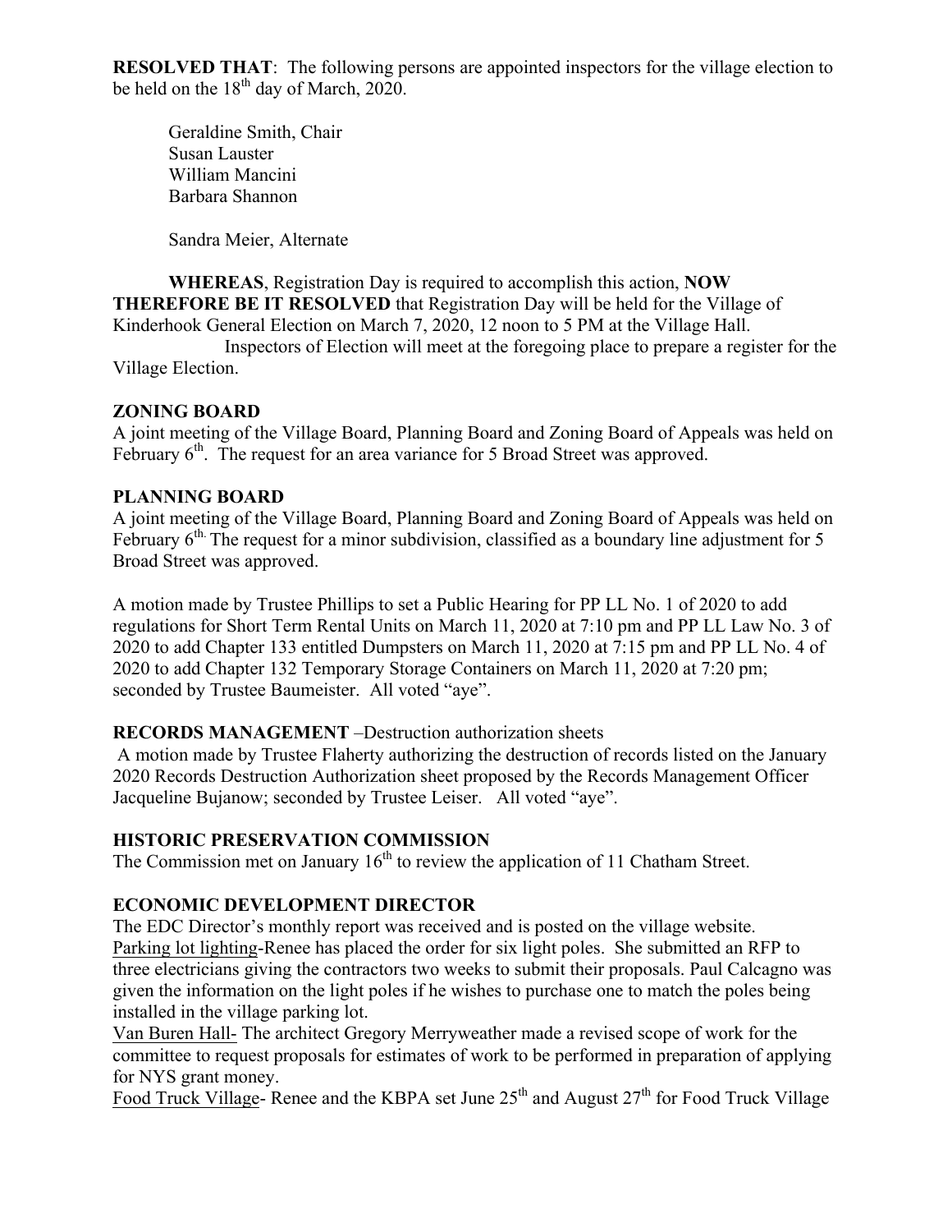**RESOLVED THAT**: The following persons are appointed inspectors for the village election to be held on the 18th day of March, 2020.

Geraldine Smith, Chair
Susan Lauster
William Mancini
Barbara Shannon

Sandra Meier, Alternate

**WHEREAS**, Registration Day is required to accomplish this action, **NOW THEREFORE BE IT RESOLVED** that Registration Day will be held for the Village of Kinderhook General Election on March 7, 2020, 12 noon to 5 PM at the Village Hall. Inspectors of Election will meet at the foregoing place to prepare a register for the Village Election.

**ZONING BOARD**

A joint meeting of the Village Board, Planning Board and Zoning Board of Appeals was held on February 6th. The request for an area variance for 5 Broad Street was approved.

**PLANNING BOARD**

A joint meeting of the Village Board, Planning Board and Zoning Board of Appeals was held on February 6th. The request for a minor subdivision, classified as a boundary line adjustment for 5 Broad Street was approved.

A motion made by Trustee Phillips to set a Public Hearing for PP LL No. 1 of 2020 to add regulations for Short Term Rental Units on March 11, 2020 at 7:10 pm and PP LL Law No. 3 of 2020 to add Chapter 133 entitled Dumpsters on March 11, 2020 at 7:15 pm and PP LL No. 4 of 2020 to add Chapter 132 Temporary Storage Containers on March 11, 2020 at 7:20 pm; seconded by Trustee Baumeister. All voted "aye".

**RECORDS MANAGEMENT** –Destruction authorization sheets

A motion made by Trustee Flaherty authorizing the destruction of records listed on the January 2020 Records Destruction Authorization sheet proposed by the Records Management Officer Jacqueline Bujanow; seconded by Trustee Leiser. All voted "aye".

**HISTORIC PRESERVATION COMMISSION**

The Commission met on January 16th to review the application of 11 Chatham Street.

**ECONOMIC DEVELOPMENT DIRECTOR**

The EDC Director's monthly report was received and is posted on the village website.

Parking lot lighting-Renee has placed the order for six light poles. She submitted an RFP to three electricians giving the contractors two weeks to submit their proposals. Paul Calcagno was given the information on the light poles if he wishes to purchase one to match the poles being installed in the village parking lot.

Van Buren Hall- The architect Gregory Merryweather made a revised scope of work for the committee to request proposals for estimates of work to be performed in preparation of applying for NYS grant money.

Food Truck Village- Renee and the KBPA set June 25th and August 27th for Food Truck Village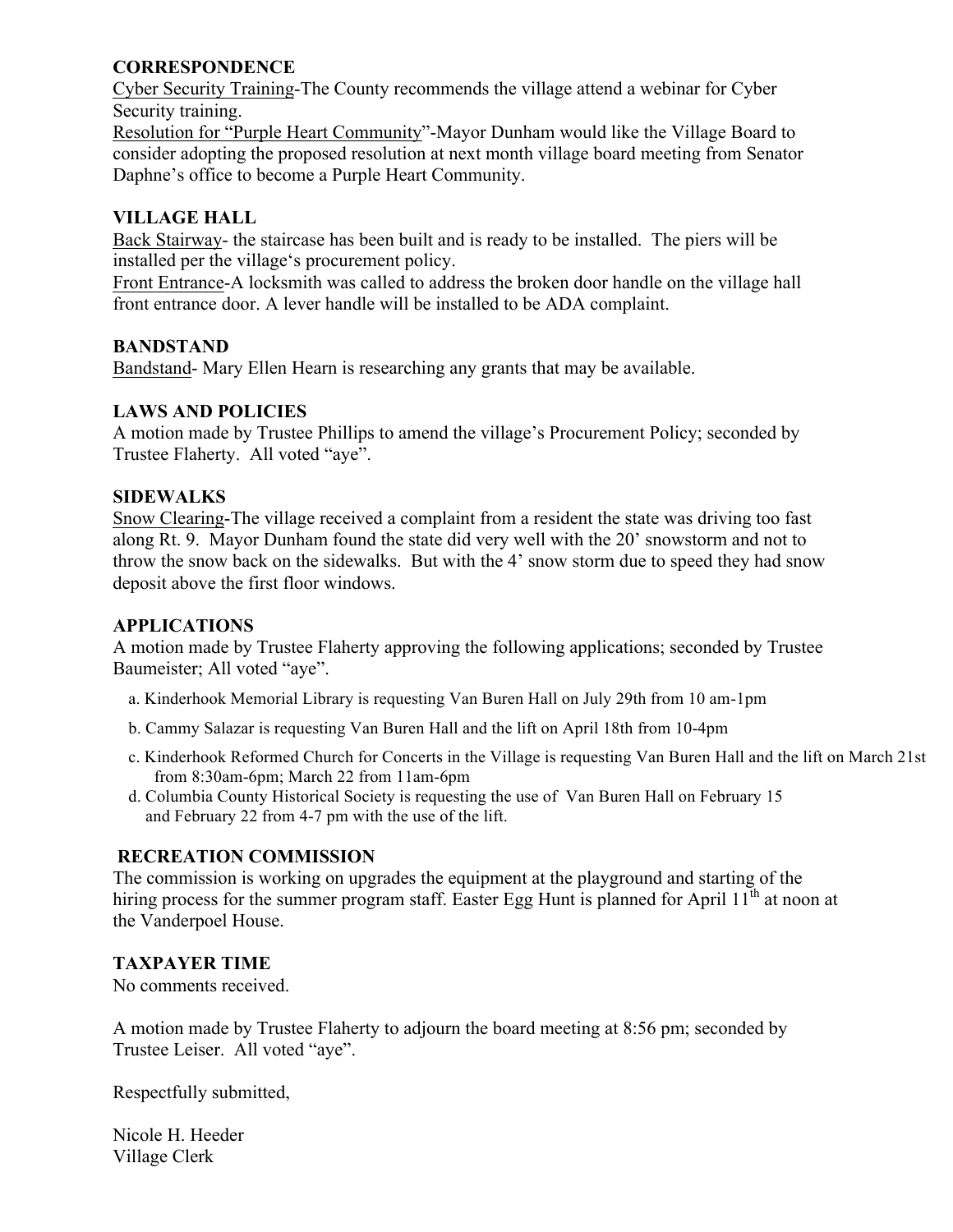**CORRESPONDENCE**

Cyber Security Training-The County recommends the village attend a webinar for Cyber Security training.

Resolution for "Purple Heart Community"-Mayor Dunham would like the Village Board to consider adopting the proposed resolution at next month village board meeting from Senator Daphne's office to become a Purple Heart Community.

**VILLAGE HALL**

Back Stairway- the staircase has been built and is ready to be installed. The piers will be installed per the village's procurement policy.

Front Entrance-A locksmith was called to address the broken door handle on the village hall front entrance door. A lever handle will be installed to be ADA complaint.

**BANDSTAND**

Bandstand- Mary Ellen Hearn is researching any grants that may be available.

**LAWS AND POLICIES**

A motion made by Trustee Phillips to amend the village's Procurement Policy; seconded by Trustee Flaherty. All voted "aye".

**SIDEWALKS**

Snow Clearing-The village received a complaint from a resident the state was driving too fast along Rt. 9. Mayor Dunham found the state did very well with the 20' snowstorm and not to throw the snow back on the sidewalks. But with the 4' snow storm due to speed they had snow deposit above the first floor windows.

**APPLICATIONS**

A motion made by Trustee Flaherty approving the following applications; seconded by Trustee Baumeister; All voted "aye".

a. Kinderhook Memorial Library is requesting Van Buren Hall on July 29th from 10 am-1pm

b. Cammy Salazar is requesting Van Buren Hall and the lift on April 18th from 10-4pm

c. Kinderhook Reformed Church for Concerts in the Village is requesting Van Buren Hall and the lift on March 21st from 8:30am-6pm; March 22 from 11am-6pm

d. Columbia County Historical Society is requesting the use of Van Buren Hall on February 15 and February 22 from 4-7 pm with the use of the lift.

**RECREATION COMMISSION**

The commission is working on upgrades the equipment at the playground and starting of the hiring process for the summer program staff. Easter Egg Hunt is planned for April 11th at noon at the Vanderpoel House.

**TAXPAYER TIME**

No comments received.

A motion made by Trustee Flaherty to adjourn the board meeting at 8:56 pm; seconded by Trustee Leiser. All voted "aye".

Respectfully submitted,

Nicole H. Heeder
Village Clerk